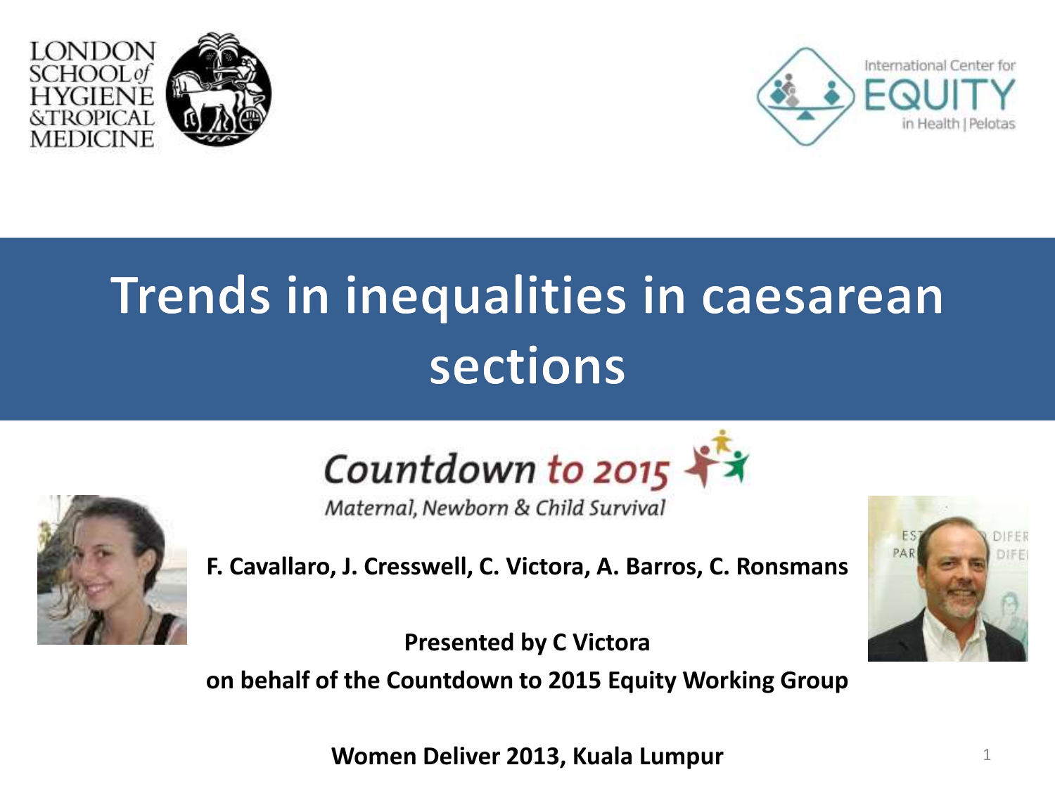# Trends in inequalities in caesarean sections

Countdown to 2015

*Maternal, Newborn & Child Survival*

**F. Cavallaro, J. Cresswell, C. Victora, A. Barros, C. Ronsmans**

**Presented by C Victora**

**on behalf of the Countdown to 2015 Equity Working Group**

**Women Deliver 2013, Kuala Lumpur**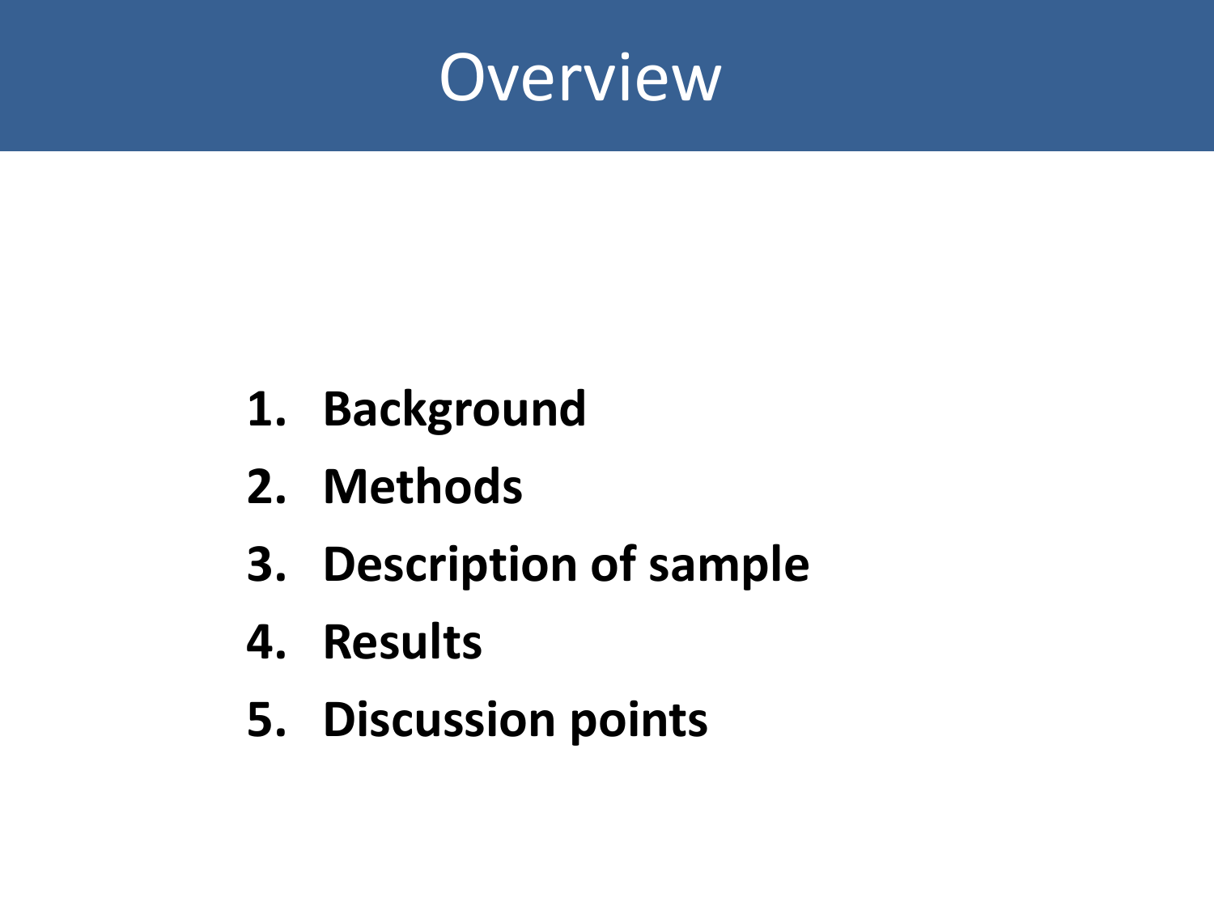# Overview

1. **Background**
2. **Methods**
3. **Description of sample**
4. **Results**
5. **Discussion points**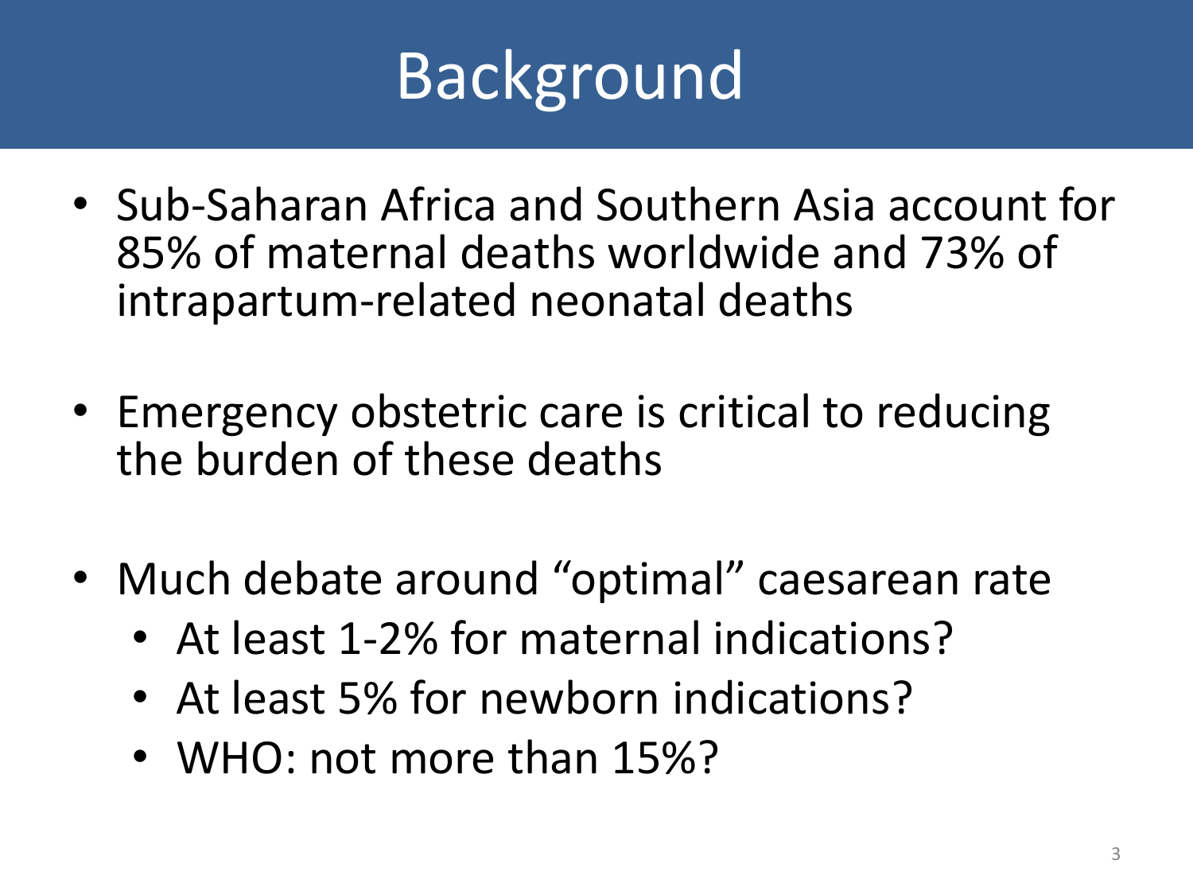# Background

- Sub-Saharan Africa and Southern Asia account for 85% of maternal deaths worldwide and 73% of intrapartum-related neonatal deaths

- Emergency obstetric care is critical to reducing the burden of these deaths

- Much debate around "optimal" caesarean rate
  - At least 1-2% for maternal indications?
  - At least 5% for newborn indications?
  - WHO: not more than 15%?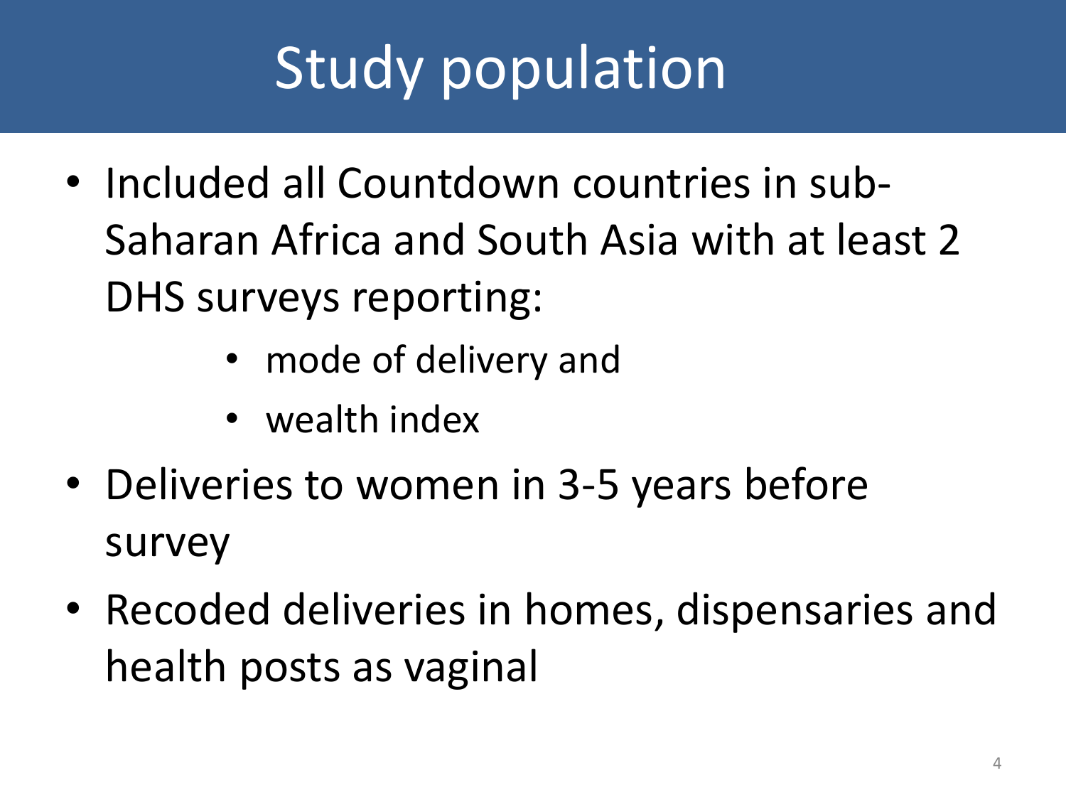# Study population

- Included all Countdown countries in sub-Saharan Africa and South Asia with at least 2 DHS surveys reporting:
    - mode of delivery and
    - wealth index
- Deliveries to women in 3-5 years before survey
- Recoded deliveries in homes, dispensaries and health posts as vaginal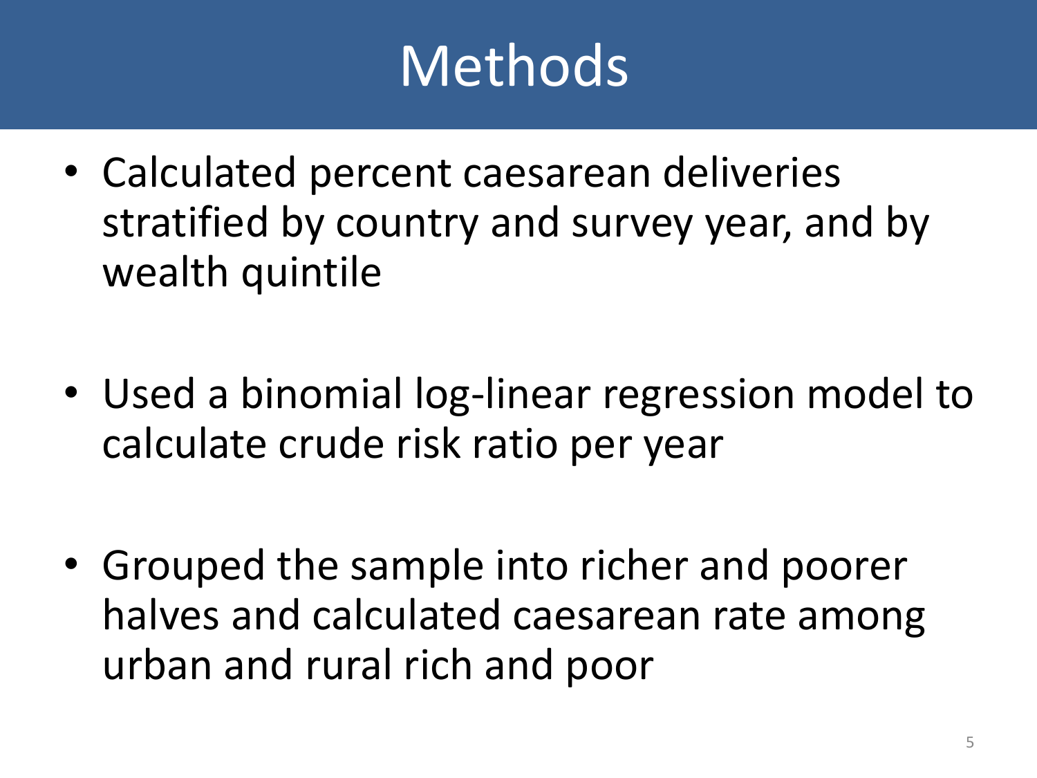# Methods

- Calculated percent caesarean deliveries stratified by country and survey year, and by wealth quintile

- Used a binomial log-linear regression model to calculate crude risk ratio per year

- Grouped the sample into richer and poorer halves and calculated caesarean rate among urban and rural rich and poor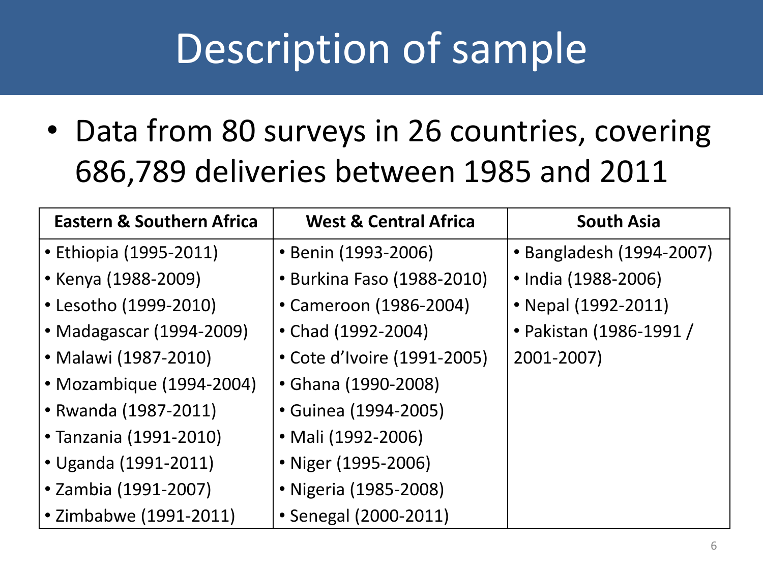# Description of sample

- Data from 80 surveys in 26 countries, covering 686,789 deliveries between 1985 and 2011

| Eastern & Southern Africa | West & Central Africa | South Asia |
|---|---|---|
| • Ethiopia (1995-2011) | • Benin (1993-2006) | • Bangladesh (1994-2007) |
| • Kenya (1988-2009) | • Burkina Faso (1988-2010) | • India (1988-2006) |
| • Lesotho (1999-2010) | • Cameroon (1986-2004) | • Nepal (1992-2011) |
| • Madagascar (1994-2009) | • Chad (1992-2004) | • Pakistan (1986-1991 / 2001-2007) |
| • Malawi (1987-2010) | • Cote d'Ivoire (1991-2005) | |
| • Mozambique (1994-2004) | • Ghana (1990-2008) | |
| • Rwanda (1987-2011) | • Guinea (1994-2005) | |
| • Tanzania (1991-2010) | • Mali (1992-2006) | |
| • Uganda (1991-2011) | • Niger (1995-2006) | |
| • Zambia (1991-2007) | • Nigeria (1985-2008) | |
| • Zimbabwe (1991-2011) | • Senegal (2000-2011) | |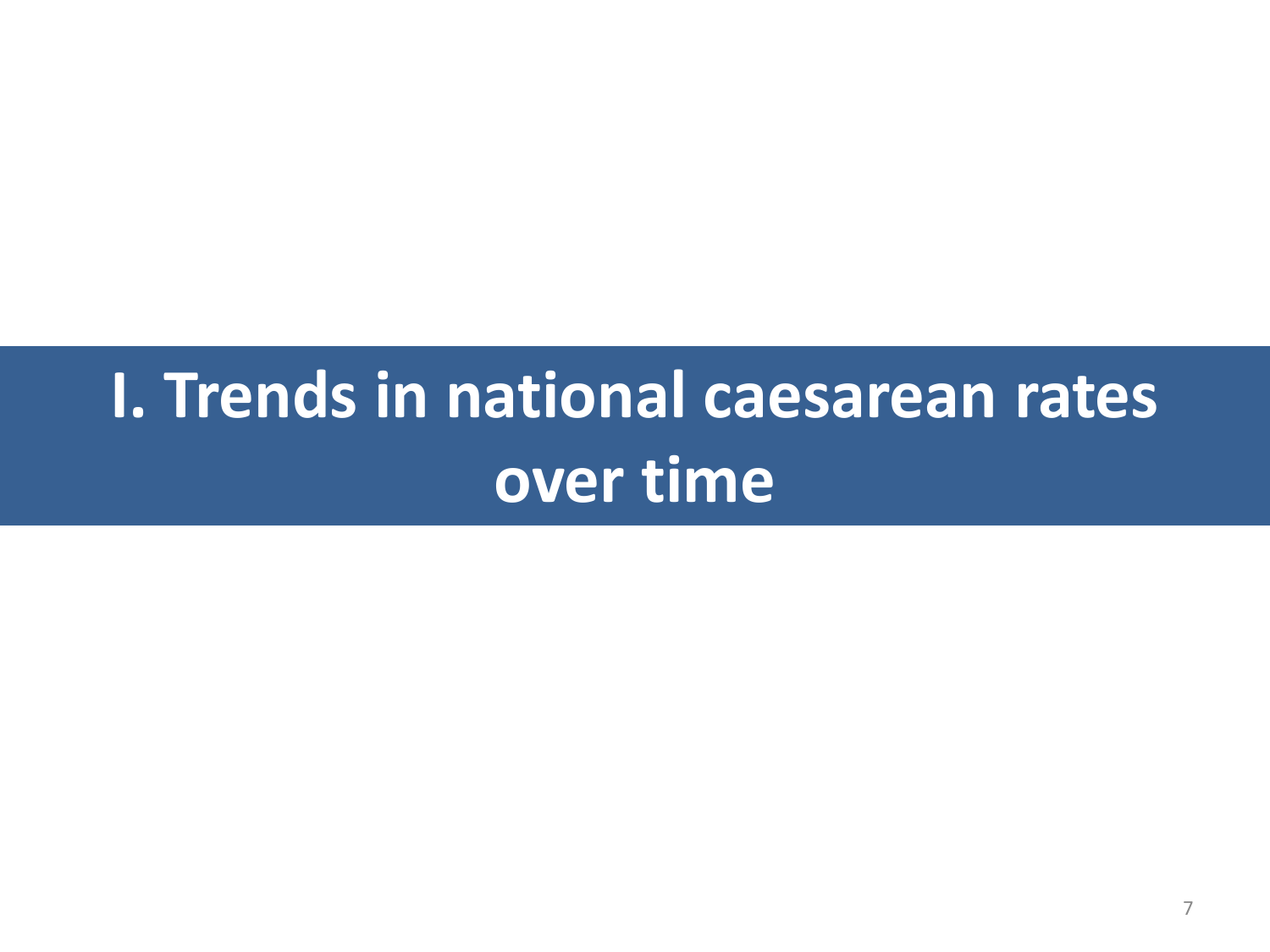# I. Trends in national caesarean rates over time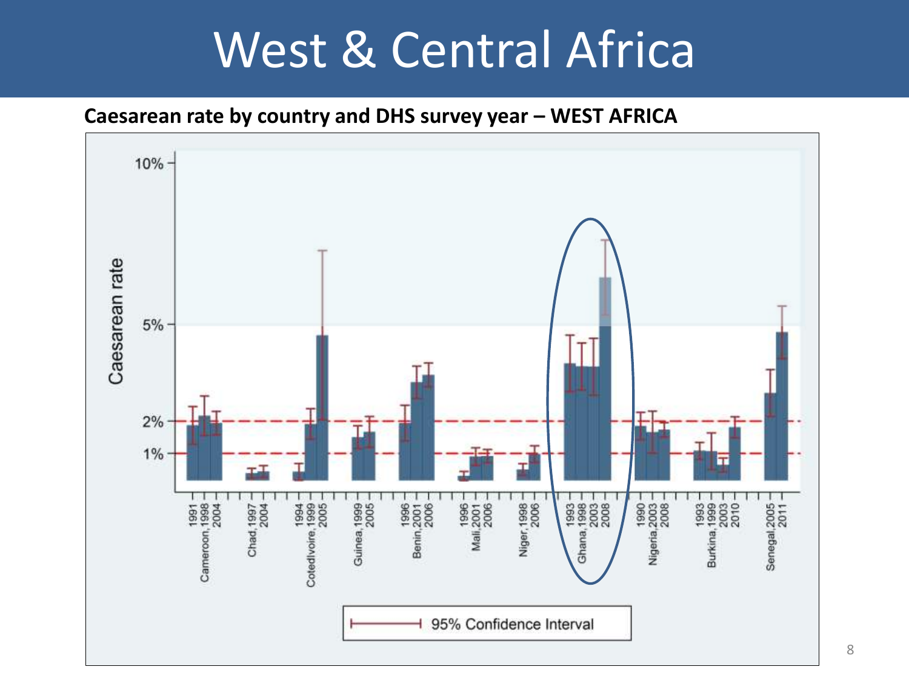# West & Central Africa

**Caesarean rate by country and DHS survey year – WEST AFRICA**

Caesarean rate

10%

5%

2%

1%

Cameroon, 1991, 1998, 2004

Chad, 1997, 2004

CotedIvoire, 1994, 1999, 2005

Guinea, 1999, 2005

Benin, 1996, 2001, 2006

Mali, 1996, 2001, 2006

Niger, 1998, 2006

Ghana, 1993, 1998, 2003, 2008

Nigeria, 1990, 2003, 2008

Burkina, 1993, 1999, 2003, 2010

Senegal, 2005, 2011

95% Confidence Interval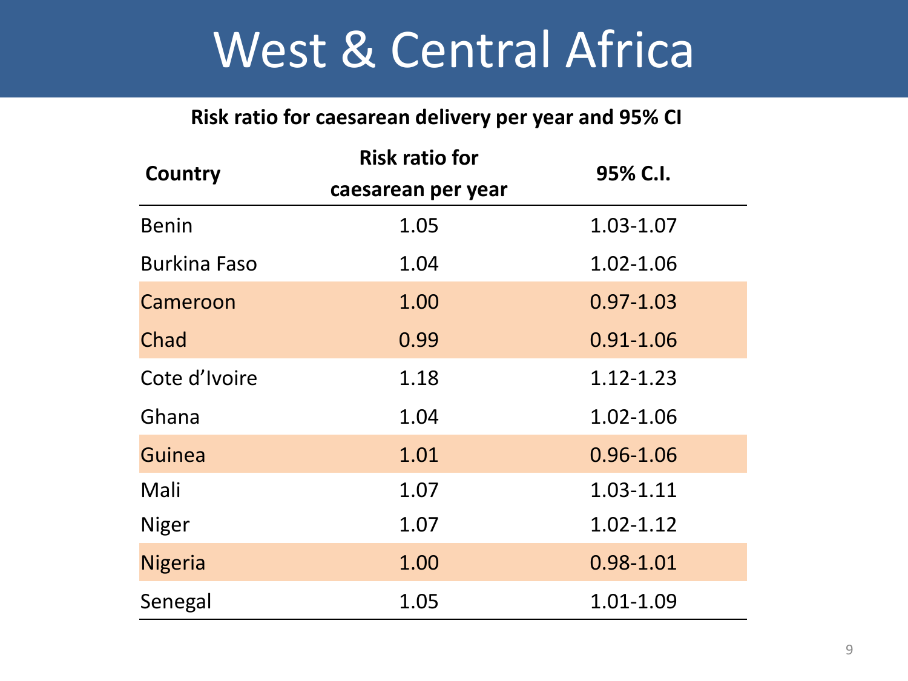# West & Central Africa

**Risk ratio for caesarean delivery per year and 95% CI**

| Country | Risk ratio for caesarean per year | 95% C.I. |
|---|---|---|
| Benin | 1.05 | 1.03-1.07 |
| Burkina Faso | 1.04 | 1.02-1.06 |
| Cameroon | 1.00 | 0.97-1.03 |
| Chad | 0.99 | 0.91-1.06 |
| Cote d'Ivoire | 1.18 | 1.12-1.23 |
| Ghana | 1.04 | 1.02-1.06 |
| Guinea | 1.01 | 0.96-1.06 |
| Mali | 1.07 | 1.03-1.11 |
| Niger | 1.07 | 1.02-1.12 |
| Nigeria | 1.00 | 0.98-1.01 |
| Senegal | 1.05 | 1.01-1.09 |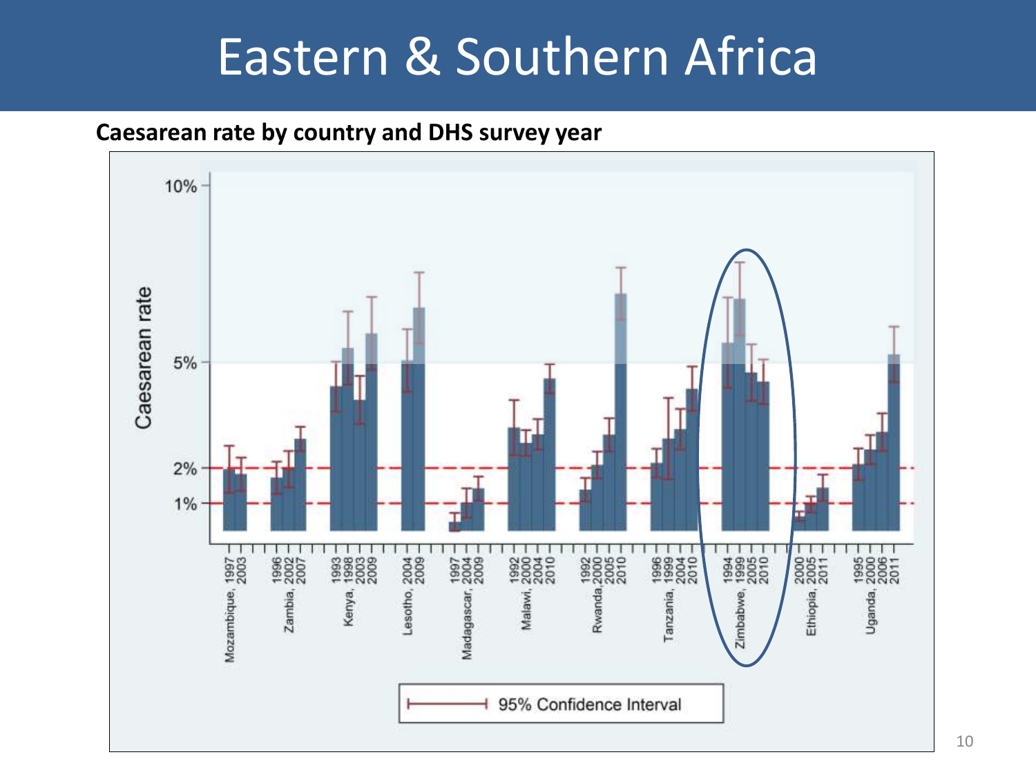# Eastern & Southern Africa

**Caesarean rate by country and DHS survey year**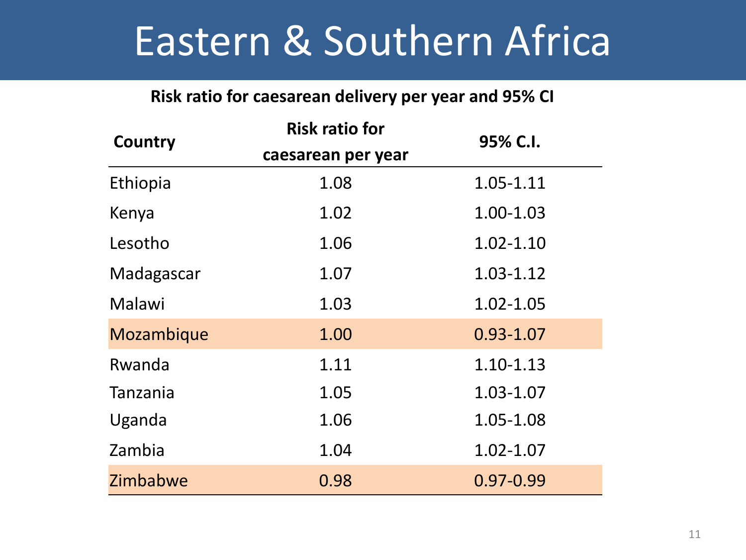# Eastern & Southern Africa

**Risk ratio for caesarean delivery per year and 95% CI**

| Country | Risk ratio for caesarean per year | 95% C.I. |
|---|---|---|
| Ethiopia | 1.08 | 1.05-1.11 |
| Kenya | 1.02 | 1.00-1.03 |
| Lesotho | 1.06 | 1.02-1.10 |
| Madagascar | 1.07 | 1.03-1.12 |
| Malawi | 1.03 | 1.02-1.05 |
| Mozambique | 1.00 | 0.93-1.07 |
| Rwanda | 1.11 | 1.10-1.13 |
| Tanzania | 1.05 | 1.03-1.07 |
| Uganda | 1.06 | 1.05-1.08 |
| Zambia | 1.04 | 1.02-1.07 |
| Zimbabwe | 0.98 | 0.97-0.99 |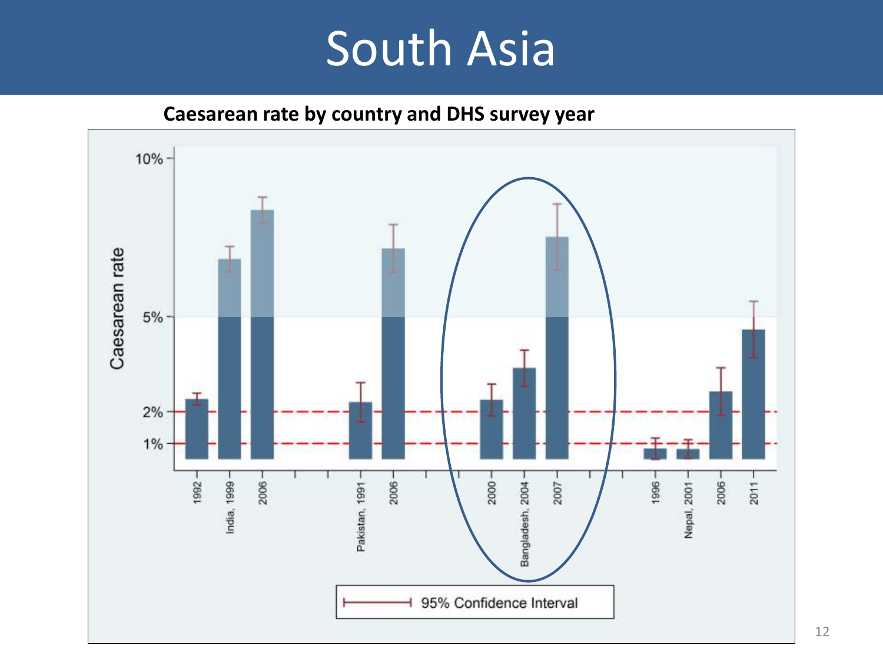# South Asia

**Caesarean rate by country and DHS survey year**

Caesarean rate

10%
5%
2%
1%

1992 | India, 1999 | 2006 | Pakistan, 1991 | 2006 | 2000 | Bangladesh, 2004 | 2007 | 1996 | Nepal, 2001 | 2006 | 2011

95% Confidence Interval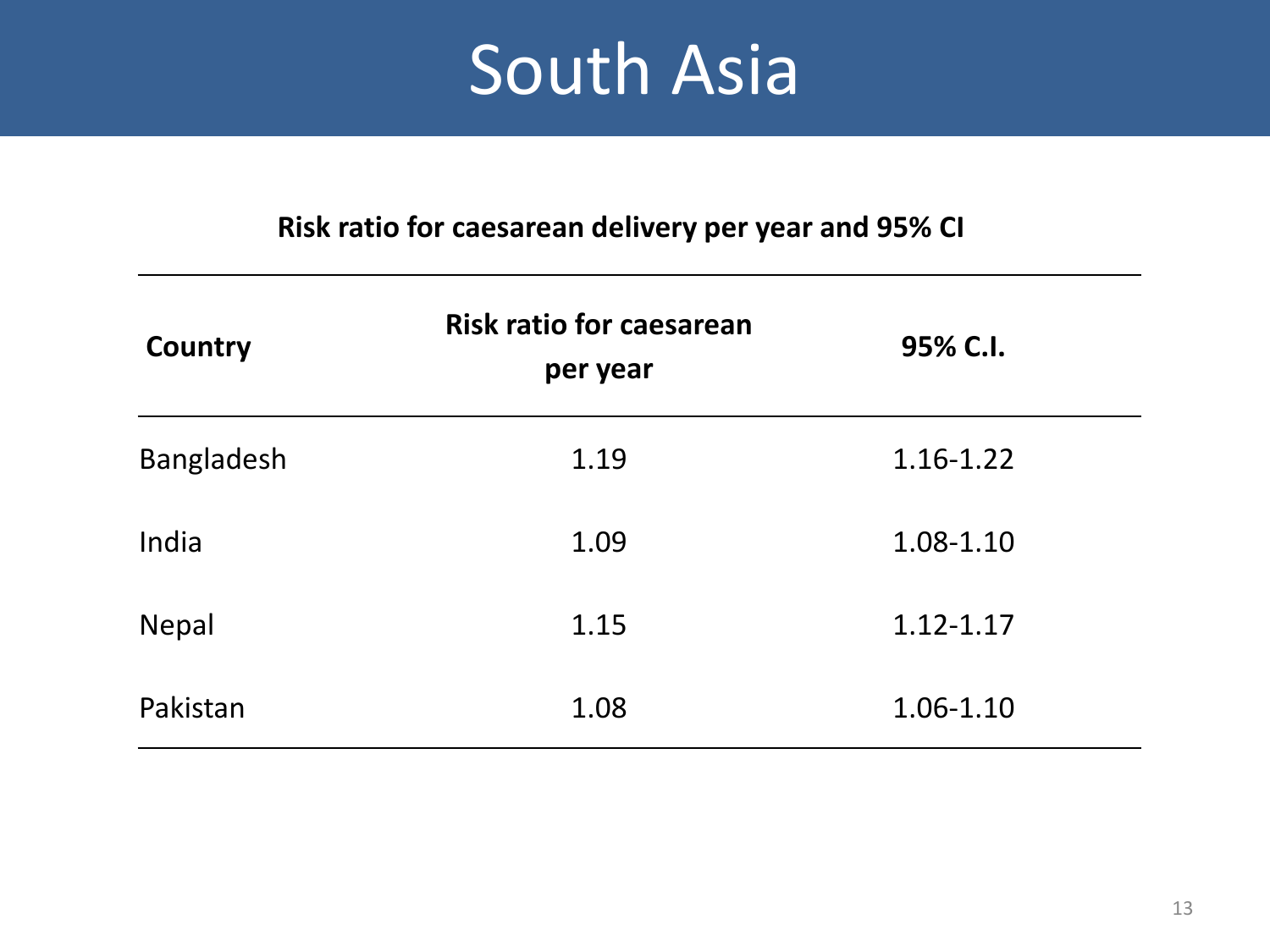# South Asia

**Risk ratio for caesarean delivery per year and 95% CI**

| Country | Risk ratio for caesarean per year | 95% C.I. |
|---|---|---|
| Bangladesh | 1.19 | 1.16-1.22 |
| India | 1.09 | 1.08-1.10 |
| Nepal | 1.15 | 1.12-1.17 |
| Pakistan | 1.08 | 1.06-1.10 |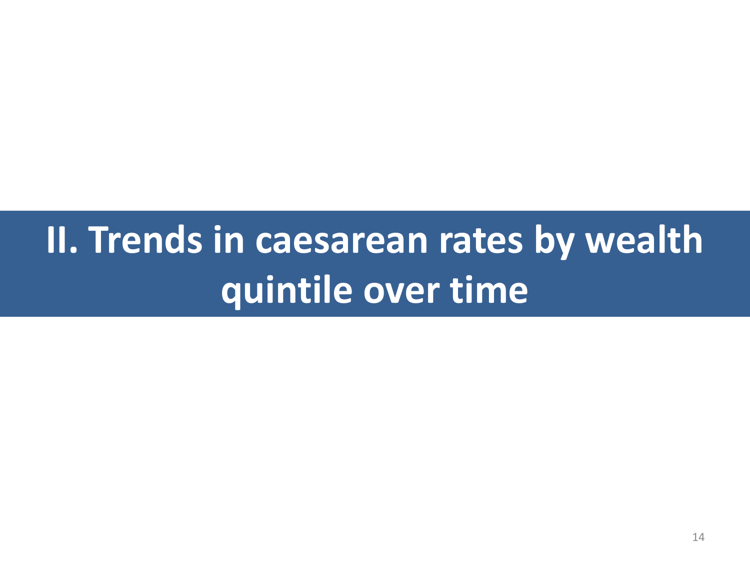# II. Trends in caesarean rates by wealth quintile over time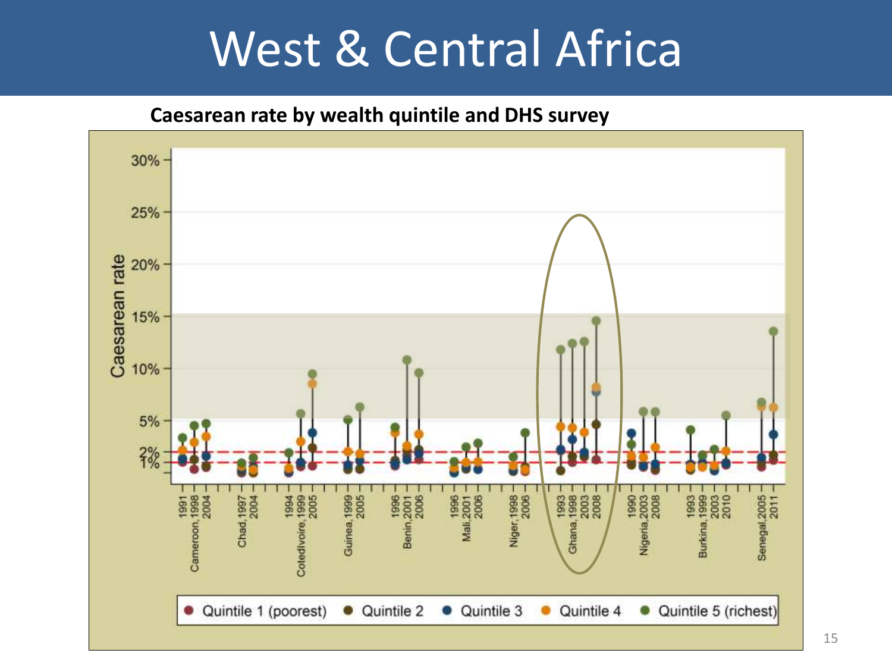# West & Central Africa

**Caesarean rate by wealth quintile and DHS survey**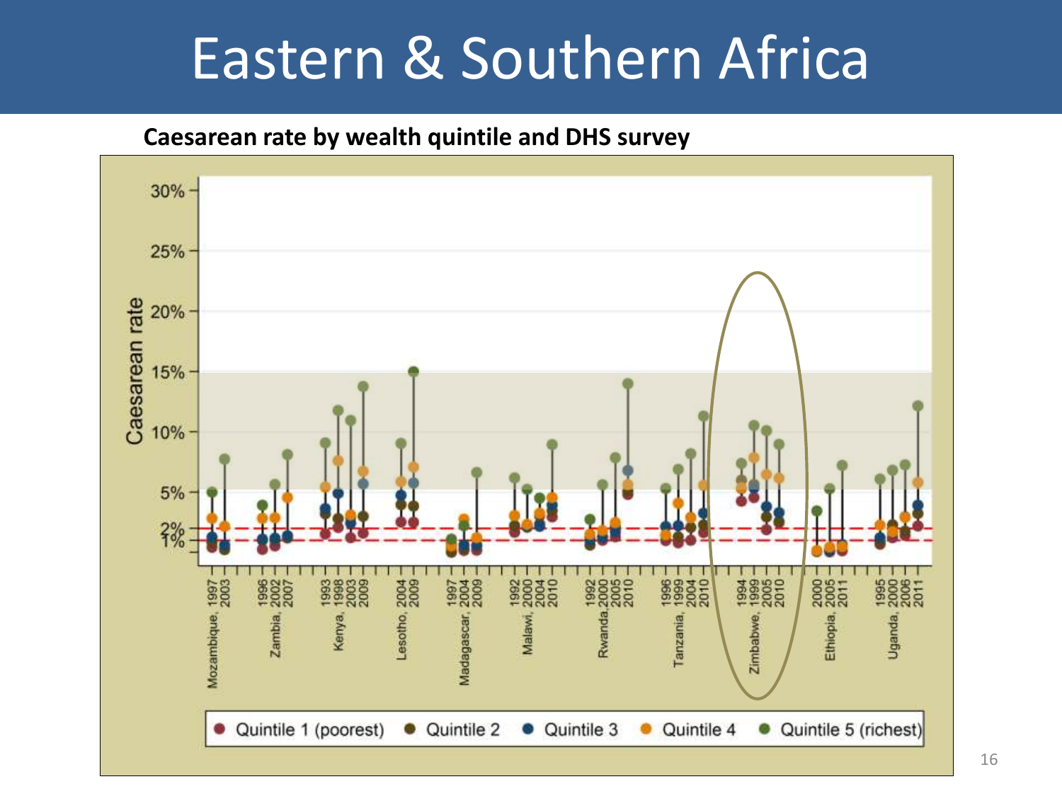# Eastern & Southern Africa

**Caesarean rate by wealth quintile and DHS survey**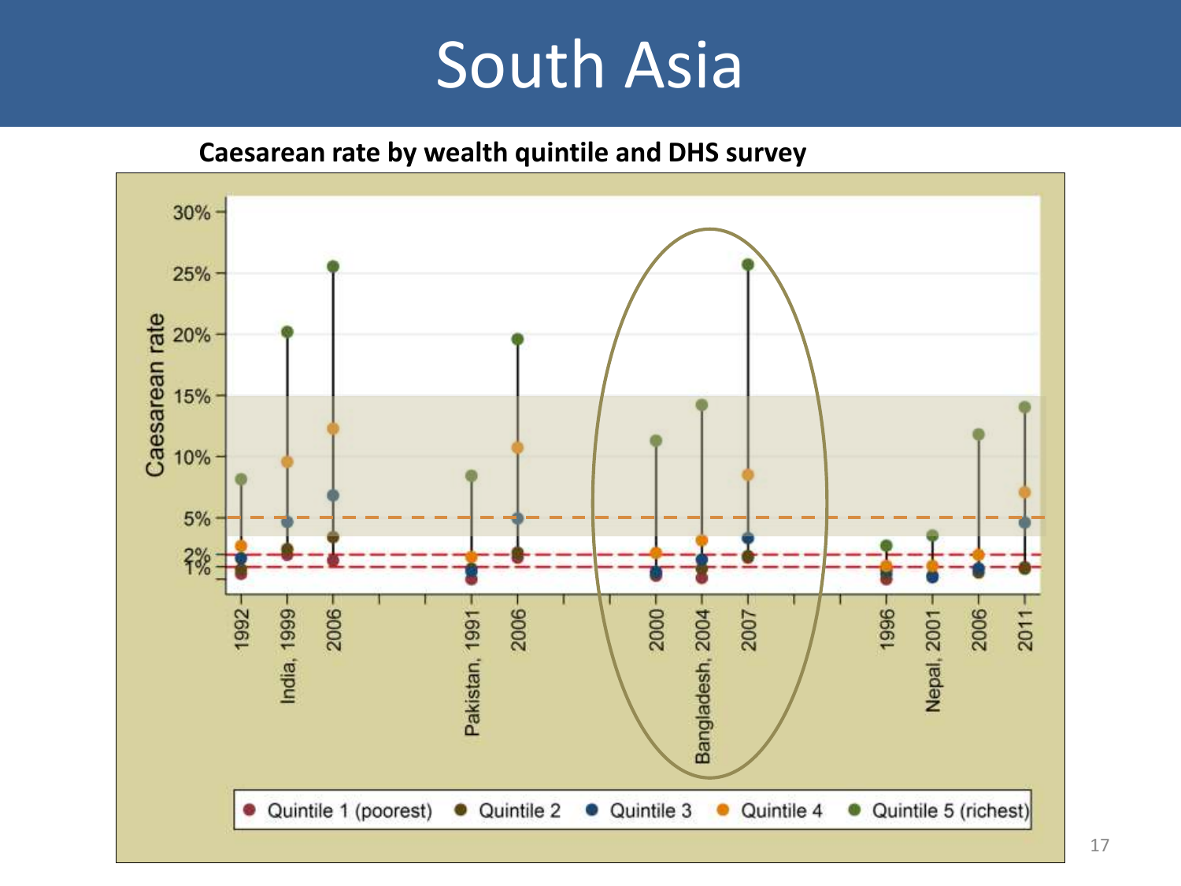# South Asia

**Caesarean rate by wealth quintile and DHS survey**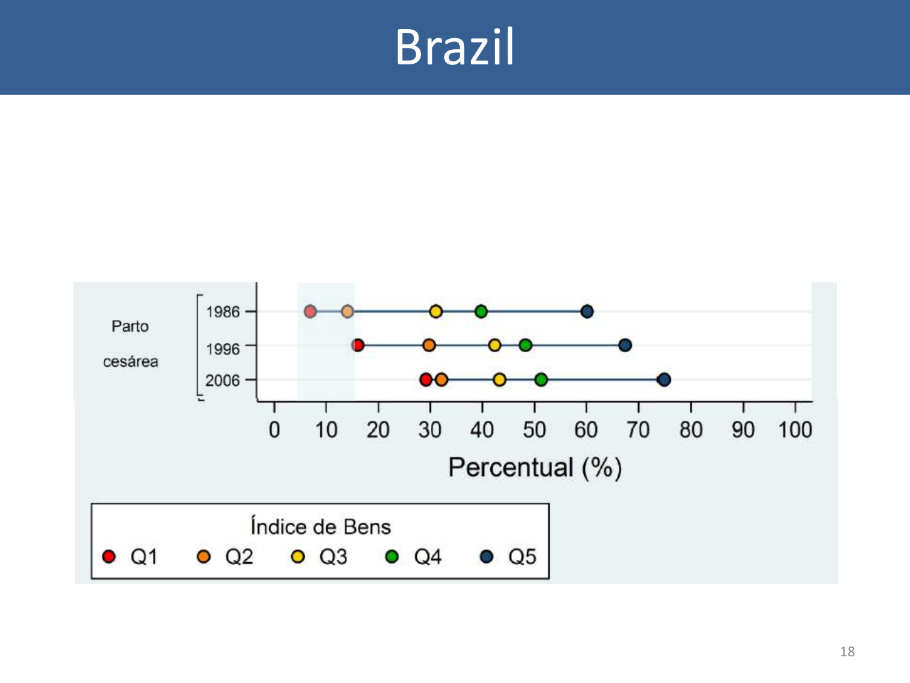# Brazil

Parto cesárea

1986

1996

2006

0 10 20 30 40 50 60 70 80 90 100

Percentual (%)

Índice de Bens

Q1 Q2 Q3 Q4 Q5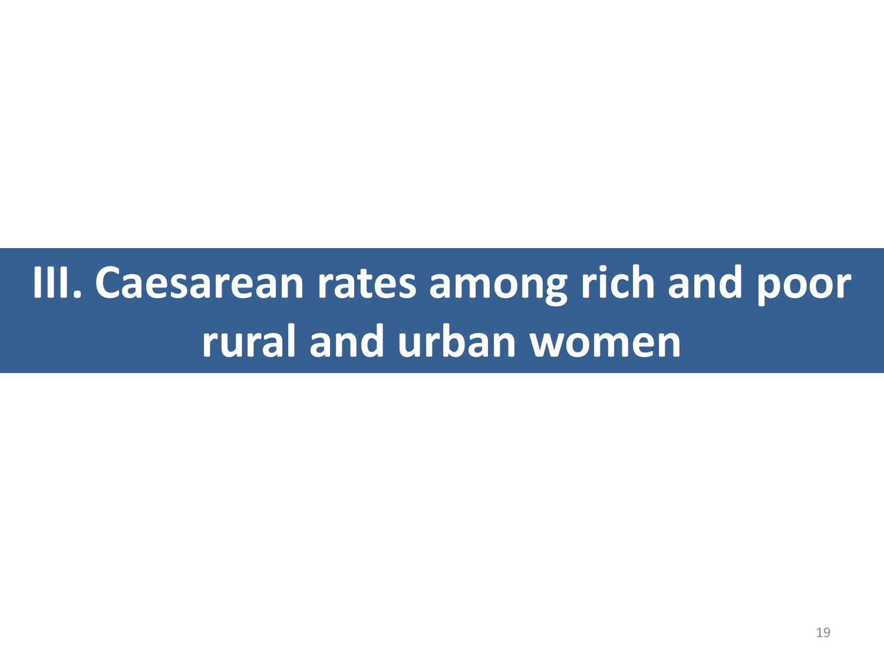# III. Caesarean rates among rich and poor rural and urban women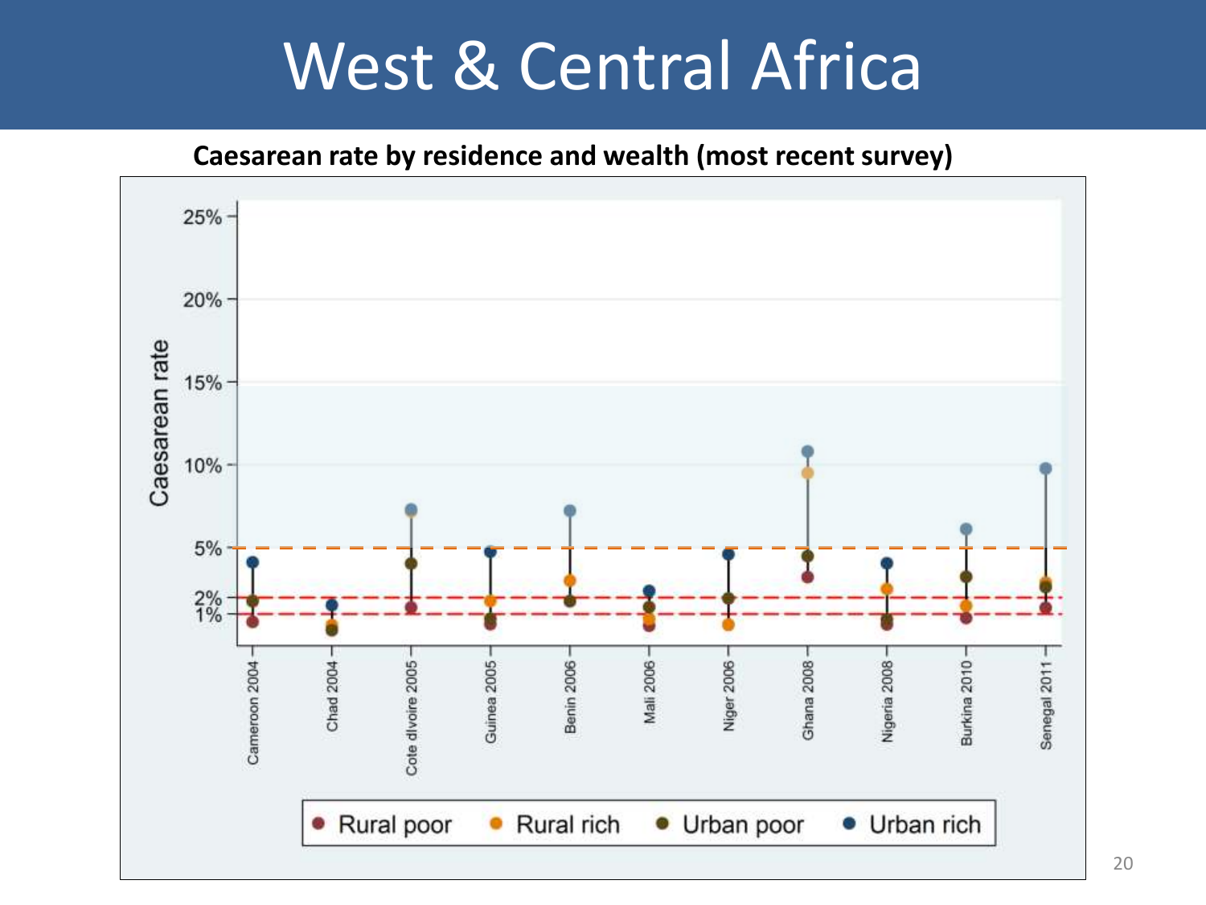# West & Central Africa

**Caesarean rate by residence and wealth (most recent survey)**

Caesarean rate

25%
20%
15%
10%
5%
2%
1%

Cameroon 2004
Chad 2004
Cote dIvoire 2005
Guinea 2005
Benin 2006
Mali 2006
Niger 2006
Ghana 2008
Nigeria 2008
Burkina 2010
Senegal 2011

Rural poor · Rural rich · Urban poor · Urban rich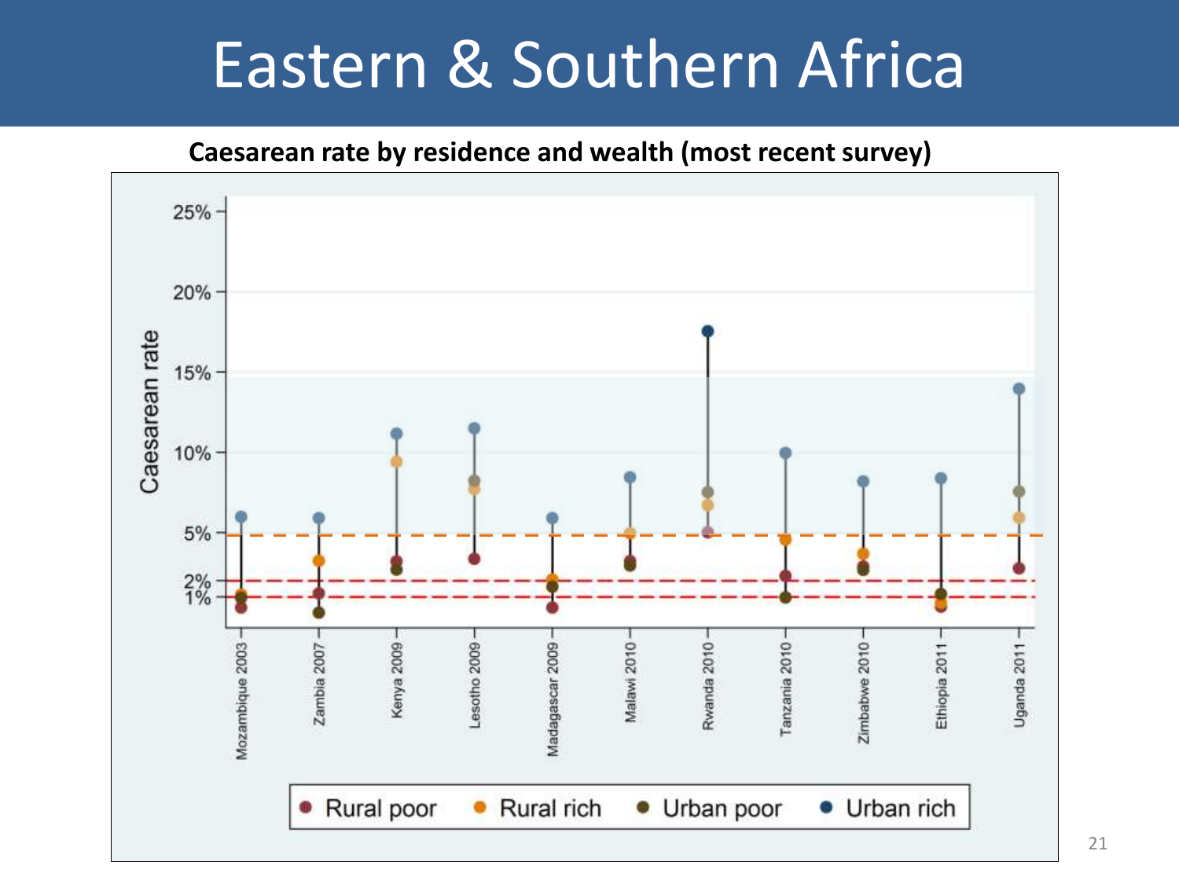# Eastern & Southern Africa

**Caesarean rate by residence and wealth (most recent survey)**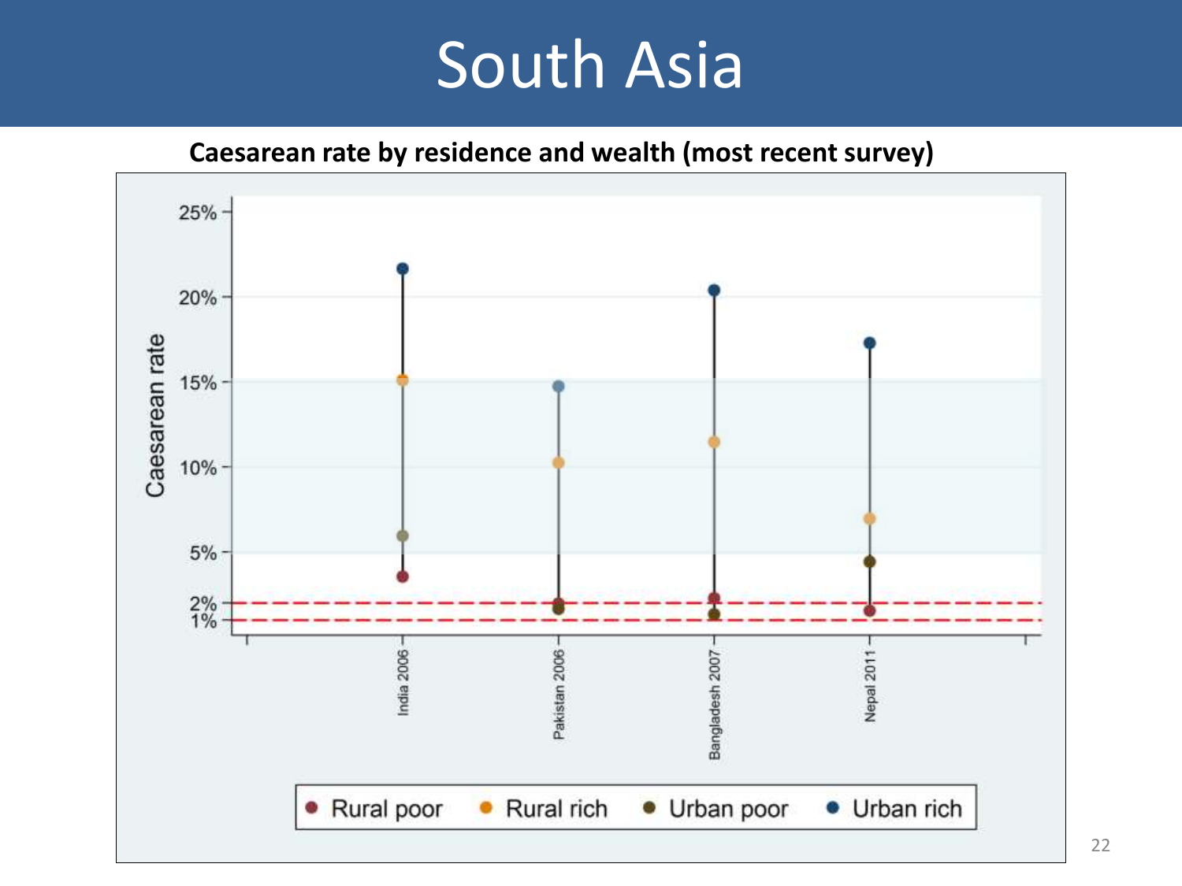# South Asia

**Caesarean rate by residence and wealth (most recent survey)**

Caesarean rate

25%
20%
15%
10%
5%
2%
1%

India 2006

Pakistan 2006

Bangladesh 2007

Nepal 2011

Rural poor    Rural rich    Urban poor    Urban rich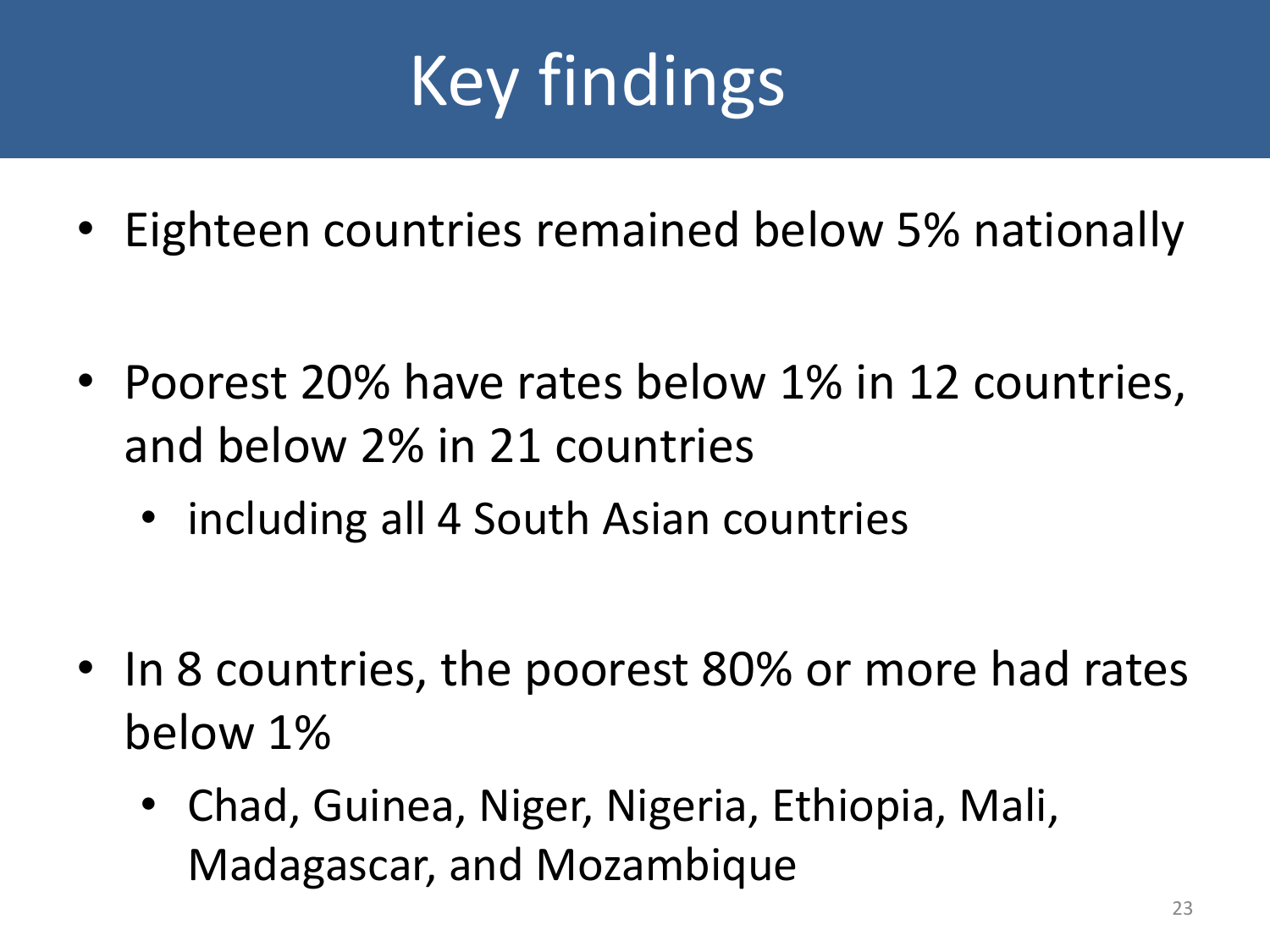# Key findings

- Eighteen countries remained below 5% nationally
- Poorest 20% have rates below 1% in 12 countries, and below 2% in 21 countries
  - including all 4 South Asian countries
- In 8 countries, the poorest 80% or more had rates below 1%
  - Chad, Guinea, Niger, Nigeria, Ethiopia, Mali, Madagascar, and Mozambique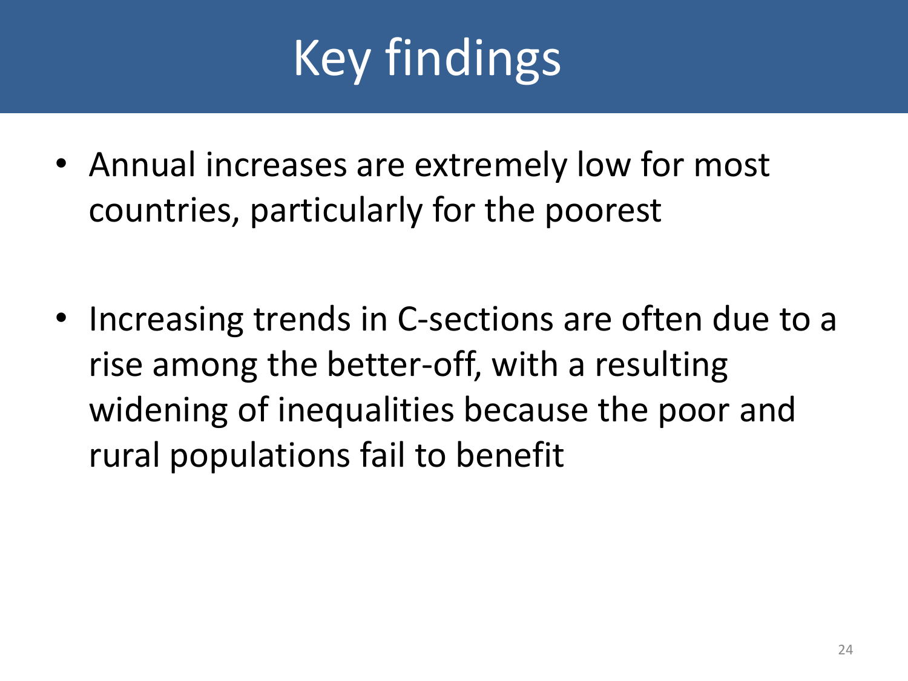# Key findings

- Annual increases are extremely low for most countries, particularly for the poorest

- Increasing trends in C-sections are often due to a rise among the better-off, with a resulting widening of inequalities because the poor and rural populations fail to benefit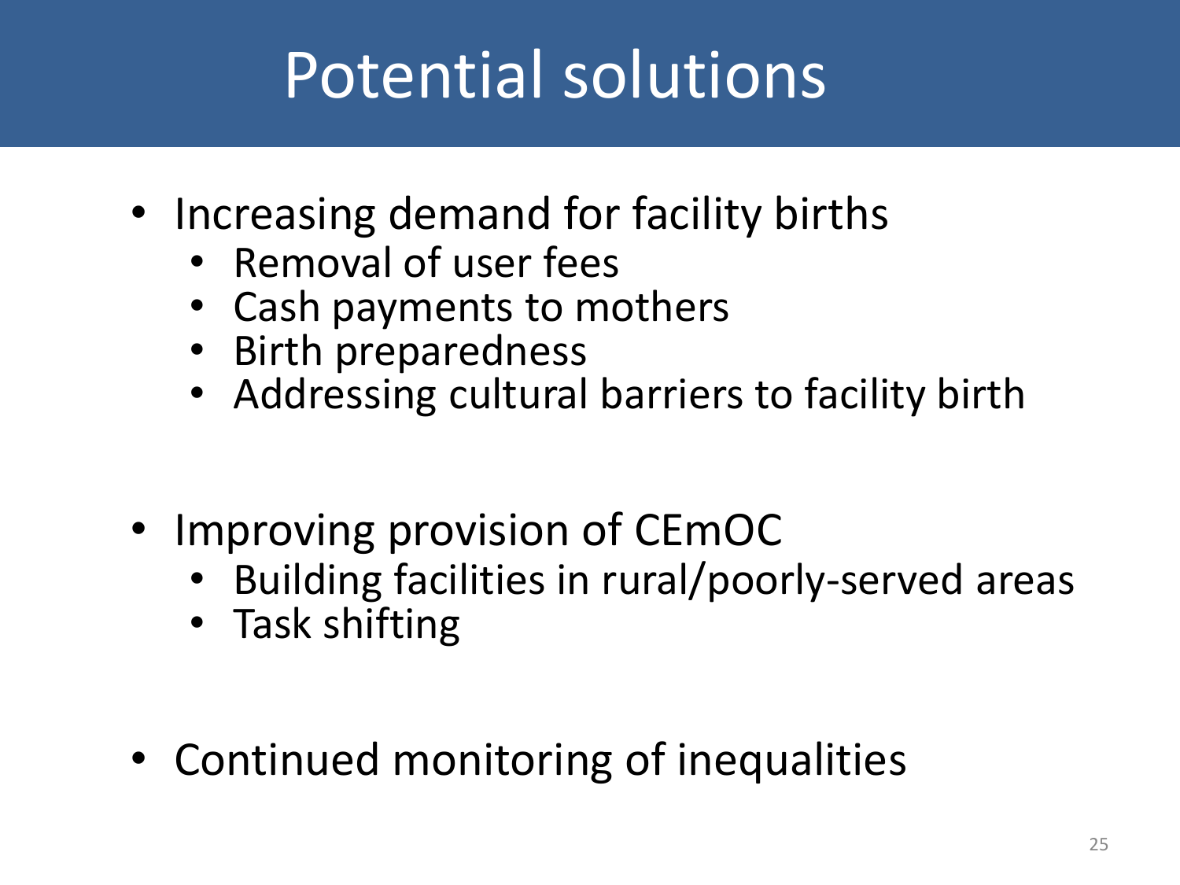# Potential solutions

- Increasing demand for facility births
  - Removal of user fees
  - Cash payments to mothers
  - Birth preparedness
  - Addressing cultural barriers to facility birth

- Improving provision of CEmOC
  - Building facilities in rural/poorly-served areas
  - Task shifting

- Continued monitoring of inequalities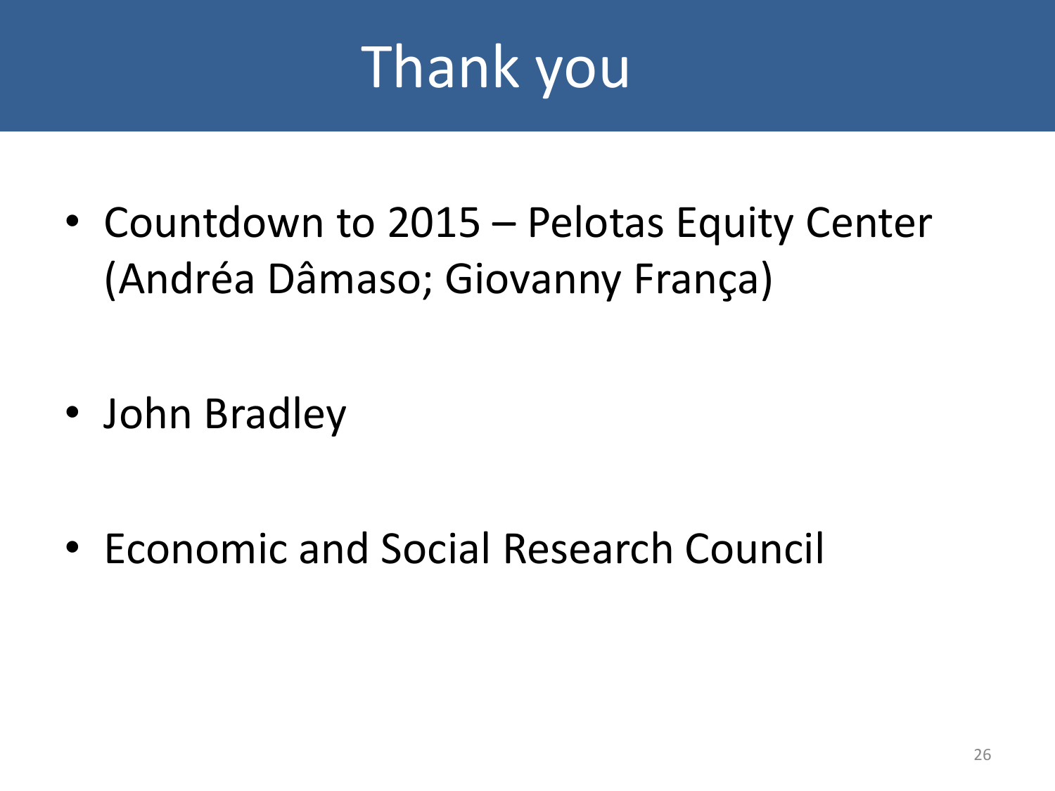# Thank you

- Countdown to 2015 – Pelotas Equity Center (Andréa Dâmaso; Giovanny França)

- John Bradley

- Economic and Social Research Council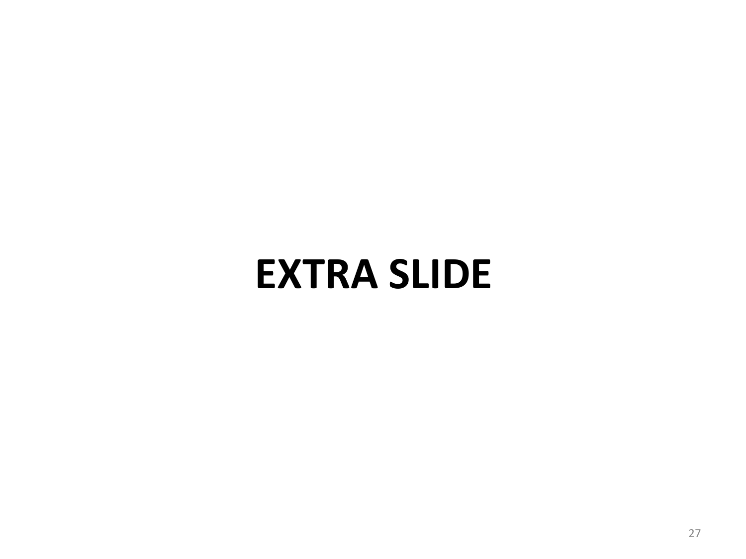# EXTRA SLIDE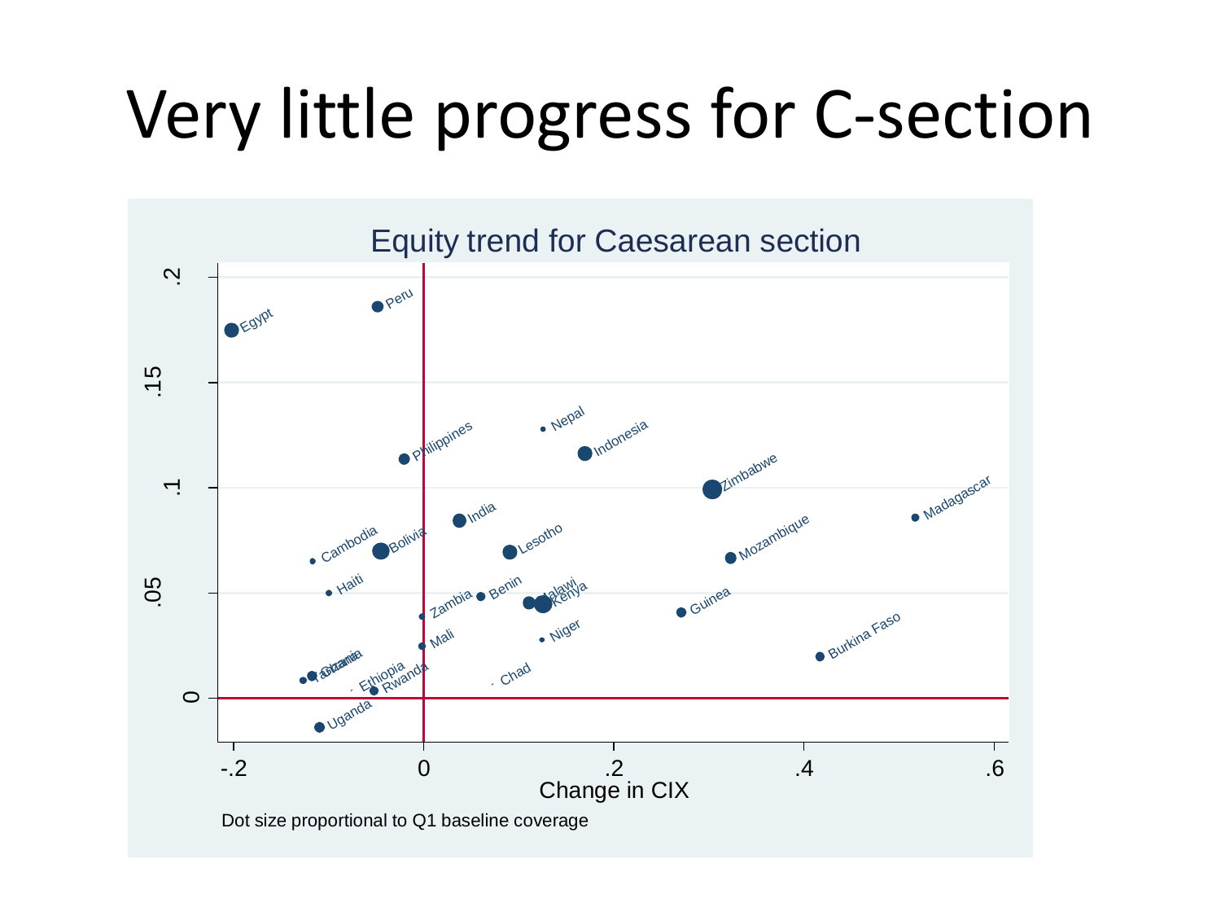# Very little progress for C-section

Equity trend for Caesarean section

.2
.15
.1
.05
0

-.2
0
.2
.4
.6

Change in CIX

Egypt
Peru
Nepal
Indonesia
Philippines
Zimbabwe
Madagascar
India
Lesotho
Mozambique
Cambodia
Bolivia
Haiti
Benin
Malawi
Kenya
Zambia
Guinea
Niger
Mali
Burkina Faso
Tanzania
Ghana
Ethiopia
Rwanda
Chad
Uganda

Dot size proportional to Q1 baseline coverage